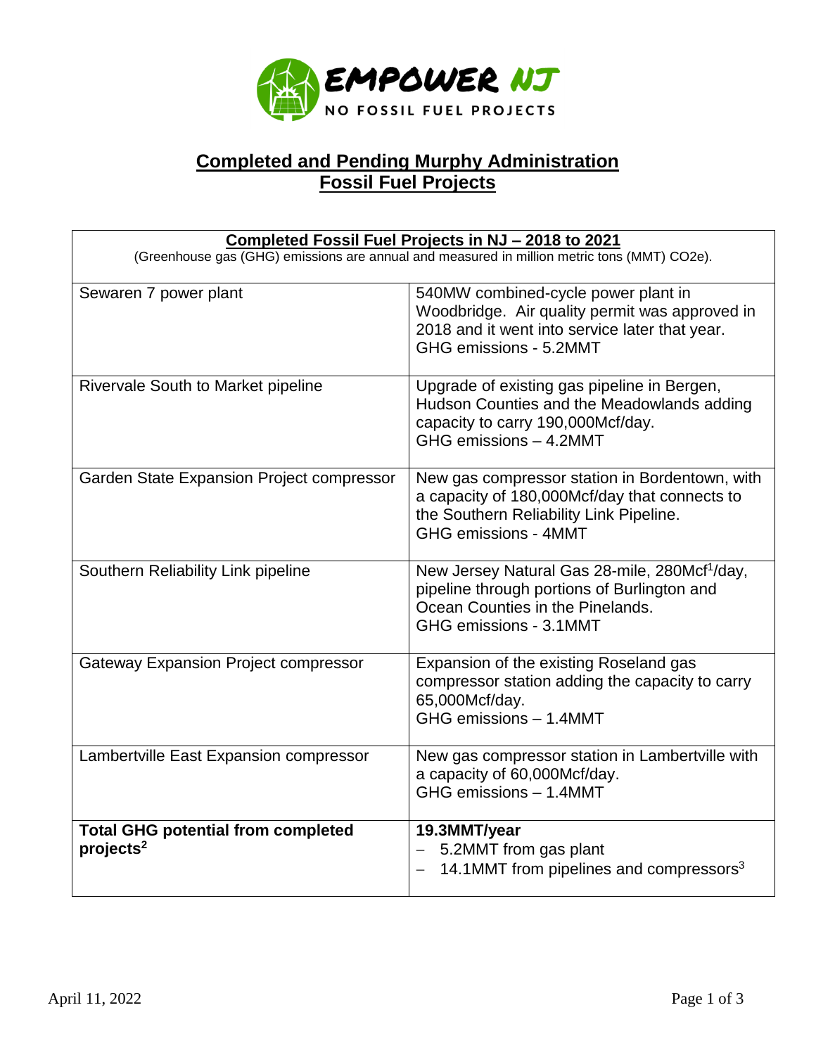EMPOWER NJ

NO FOSSIL FUEL PROJECTS

# Completed and Pending Murphy Administration Fossil Fuel Projects

| **Completed Fossil Fuel Projects in NJ – 2018 to 2021** (Greenhouse gas (GHG) emissions are annual and measured in million metric tons (MMT) CO2e). | |
|---|---|
| Sewaren 7 power plant | 540MW combined-cycle power plant in Woodbridge. Air quality permit was approved in 2018 and it went into service later that year. GHG emissions - 5.2MMT |
| Rivervale South to Market pipeline | Upgrade of existing gas pipeline in Bergen, Hudson Counties and the Meadowlands adding capacity to carry 190,000Mcf/day. GHG emissions – 4.2MMT |
| Garden State Expansion Project compressor | New gas compressor station in Bordentown, with a capacity of 180,000Mcf/day that connects to the Southern Reliability Link Pipeline. GHG emissions - 4MMT |
| Southern Reliability Link pipeline | New Jersey Natural Gas 28-mile, 280Mcf[1]/day, pipeline through portions of Burlington and Ocean Counties in the Pinelands. GHG emissions - 3.1MMT |
| Gateway Expansion Project compressor | Expansion of the existing Roseland gas compressor station adding the capacity to carry 65,000Mcf/day. GHG emissions – 1.4MMT |
| Lambertville East Expansion compressor | New gas compressor station in Lambertville with a capacity of 60,000Mcf/day. GHG emissions – 1.4MMT |
| **Total GHG potential from completed projects[2]** | **19.3MMT/year** <br> – 5.2MMT from gas plant <br> – 14.1MMT from pipelines and compressors[3] |

April 11, 2022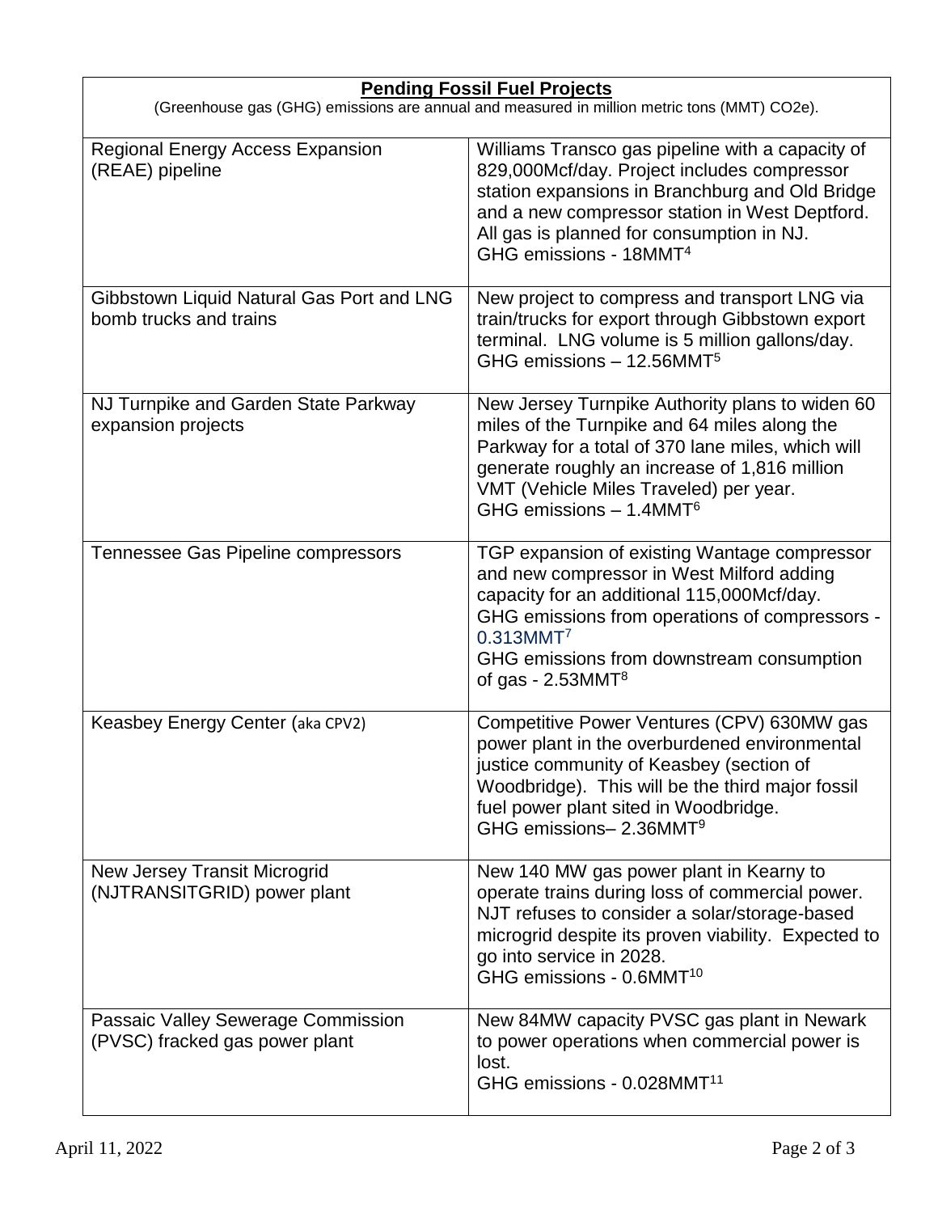| **Pending Fossil Fuel Projects** (Greenhouse gas (GHG) emissions are annual and measured in million metric tons (MMT) $CO_2e$). | |
|---|---|
| Regional Energy Access Expansion (REAE) pipeline | Williams Transco gas pipeline with a capacity of 829,000Mcf/day. Project includes compressor station expansions in Branchburg and Old Bridge and a new compressor station in West Deptford. All gas is planned for consumption in NJ. GHG emissions - 18MMT[4] |
| Gibbstown Liquid Natural Gas Port and LNG bomb trucks and trains | New project to compress and transport LNG via train/trucks for export through Gibbstown export terminal. LNG volume is 5 million gallons/day. GHG emissions – 12.56MMT[5] |
| NJ Turnpike and Garden State Parkway expansion projects | New Jersey Turnpike Authority plans to widen 60 miles of the Turnpike and 64 miles along the Parkway for a total of 370 lane miles, which will generate roughly an increase of 1,816 million VMT (Vehicle Miles Traveled) per year. GHG emissions – 1.4MMT[6] |
| Tennessee Gas Pipeline compressors | TGP expansion of existing Wantage compressor and new compressor in West Milford adding capacity for an additional 115,000Mcf/day. GHG emissions from operations of compressors - 0.313MMT[7] GHG emissions from downstream consumption of gas - 2.53MMT[8] |
| Keasbey Energy Center (aka CPV2) | Competitive Power Ventures (CPV) 630MW gas power plant in the overburdened environmental justice community of Keasbey (section of Woodbridge). This will be the third major fossil fuel power plant sited in Woodbridge. GHG emissions– 2.36MMT[9] |
| New Jersey Transit Microgrid (NJTRANSITGRID) power plant | New 140 MW gas power plant in Kearny to operate trains during loss of commercial power. NJT refuses to consider a solar/storage-based microgrid despite its proven viability. Expected to go into service in 2028. GHG emissions - 0.6MMT[10] |
| Passaic Valley Sewerage Commission (PVSC) fracked gas power plant | New 84MW capacity PVSC gas plant in Newark to power operations when commercial power is lost. GHG emissions - 0.028MMT[11] |

April 11, 2022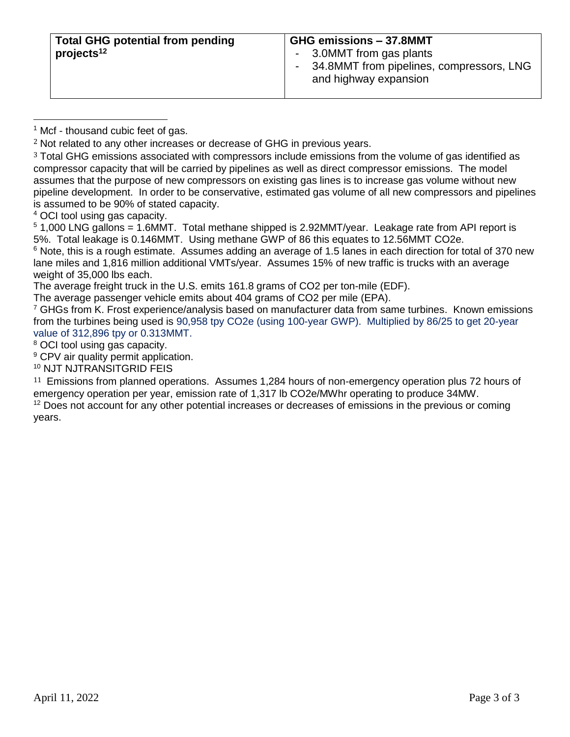| | |
|---|---|
| **Total GHG potential from pending projects**[12] | **GHG emissions – 37.8MMT**<br>- 3.0MMT from gas plants<br>- 34.8MMT from pipelines, compressors, LNG and highway expansion |

[1] Mcf - thousand cubic feet of gas.

[2] Not related to any other increases or decrease of GHG in previous years.

[3] Total GHG emissions associated with compressors include emissions from the volume of gas identified as compressor capacity that will be carried by pipelines as well as direct compressor emissions. The model assumes that the purpose of new compressors on existing gas lines is to increase gas volume without new pipeline development. In order to be conservative, estimated gas volume of all new compressors and pipelines is assumed to be 90% of stated capacity.

[4] OCI tool using gas capacity.

[5] 1,000 LNG gallons = 1.6MMT. Total methane shipped is 2.92MMT/year. Leakage rate from API report is 5%. Total leakage is 0.146MMT. Using methane GWP of 86 this equates to 12.56MMT CO2e.

[6] Note, this is a rough estimate. Assumes adding an average of 1.5 lanes in each direction for total of 370 new lane miles and 1,816 million additional VMTs/year. Assumes 15% of new traffic is trucks with an average weight of 35,000 lbs each.

The average freight truck in the U.S. emits 161.8 grams of CO2 per ton-mile (EDF).

The average passenger vehicle emits about 404 grams of CO2 per mile (EPA).

[7] GHGs from K. Frost experience/analysis based on manufacturer data from same turbines. Known emissions from the turbines being used is 90,958 tpy CO2e (using 100-year GWP). Multiplied by 86/25 to get 20-year value of 312,896 tpy or 0.313MMT.

[8] OCI tool using gas capacity.

[9] CPV air quality permit application.

[10] NJT NJTRANSITGRID FEIS

[11] Emissions from planned operations. Assumes 1,284 hours of non-emergency operation plus 72 hours of emergency operation per year, emission rate of 1,317 lb CO2e/MWhr operating to produce 34MW.

[12] Does not account for any other potential increases or decreases of emissions in the previous or coming years.

April 11, 2022